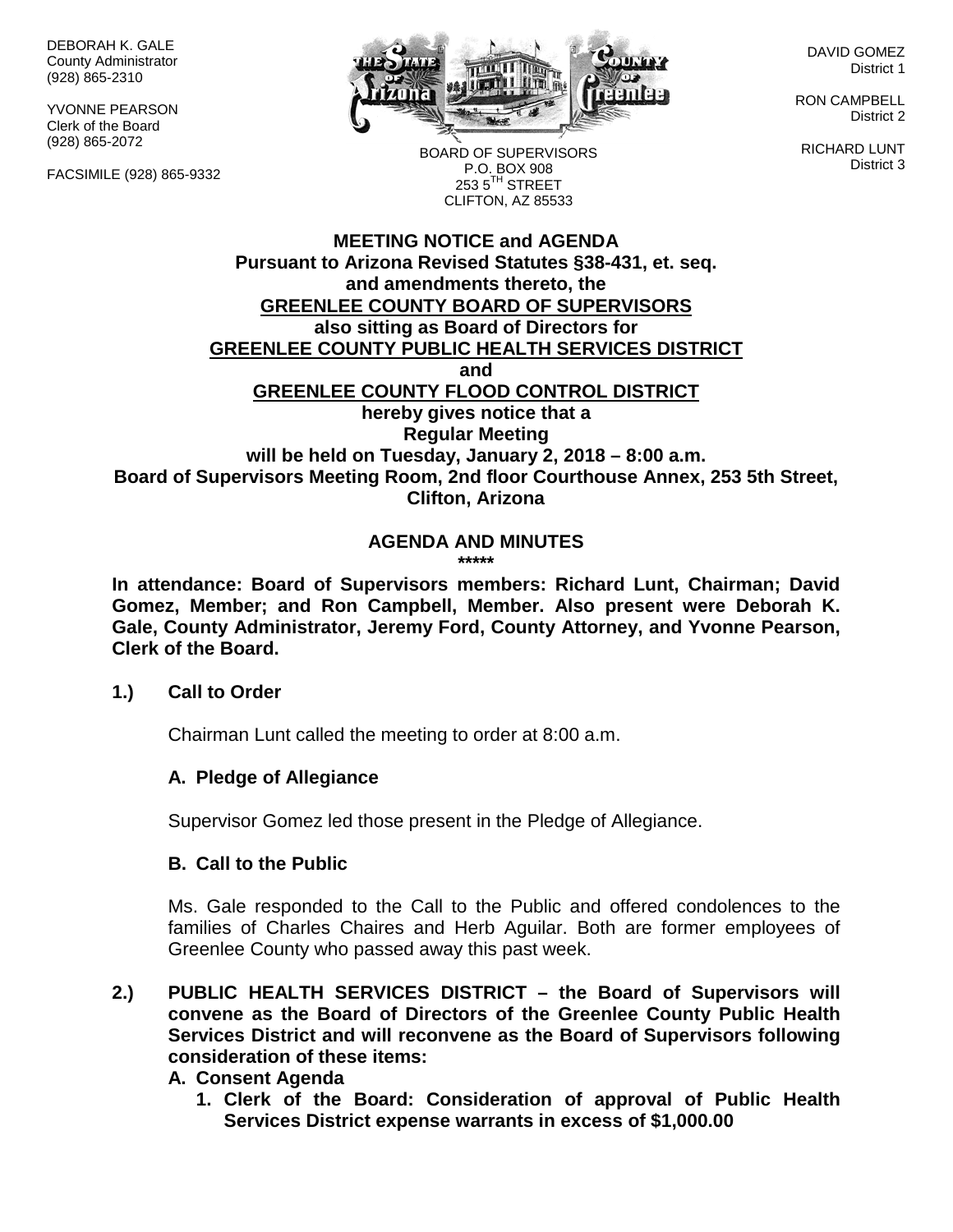DEBORAH K. GALE
County Administrator
(928) 865-2310

YVONNE PEARSON
Clerk of the Board
(928) 865-2072

FACSIMILE (928) 865-9332

BOARD OF SUPERVISORS
P.O. BOX 908
253 5TH STREET
CLIFTON, AZ 85533

DAVID GOMEZ
District 1

RON CAMPBELL
District 2

RICHARD LUNT
District 3

**MEETING NOTICE and AGENDA**
**Pursuant to Arizona Revised Statutes §38-431, et. seq.**
**and amendments thereto, the**
**GREENLEE COUNTY BOARD OF SUPERVISORS**
**also sitting as Board of Directors for**
**GREENLEE COUNTY PUBLIC HEALTH SERVICES DISTRICT**
**and**
**GREENLEE COUNTY FLOOD CONTROL DISTRICT**
**hereby gives notice that a**
**Regular Meeting**
**will be held on Tuesday, January 2, 2018 – 8:00 a.m.**
**Board of Supervisors Meeting Room, 2nd floor Courthouse Annex, 253 5th Street, Clifton, Arizona**

**AGENDA AND MINUTES**
**\*\*\*\*\***

**In attendance: Board of Supervisors members: Richard Lunt, Chairman; David Gomez, Member; and Ron Campbell, Member. Also present were Deborah K. Gale, County Administrator, Jeremy Ford, County Attorney, and Yvonne Pearson, Clerk of the Board.**

**1.) Call to Order**

Chairman Lunt called the meeting to order at 8:00 a.m.

**A. Pledge of Allegiance**

Supervisor Gomez led those present in the Pledge of Allegiance.

**B. Call to the Public**

Ms. Gale responded to the Call to the Public and offered condolences to the families of Charles Chaires and Herb Aguilar. Both are former employees of Greenlee County who passed away this past week.

**2.) PUBLIC HEALTH SERVICES DISTRICT – the Board of Supervisors will convene as the Board of Directors of the Greenlee County Public Health Services District and will reconvene as the Board of Supervisors following consideration of these items:**

**A. Consent Agenda**

**1. Clerk of the Board: Consideration of approval of Public Health Services District expense warrants in excess of $1,000.00**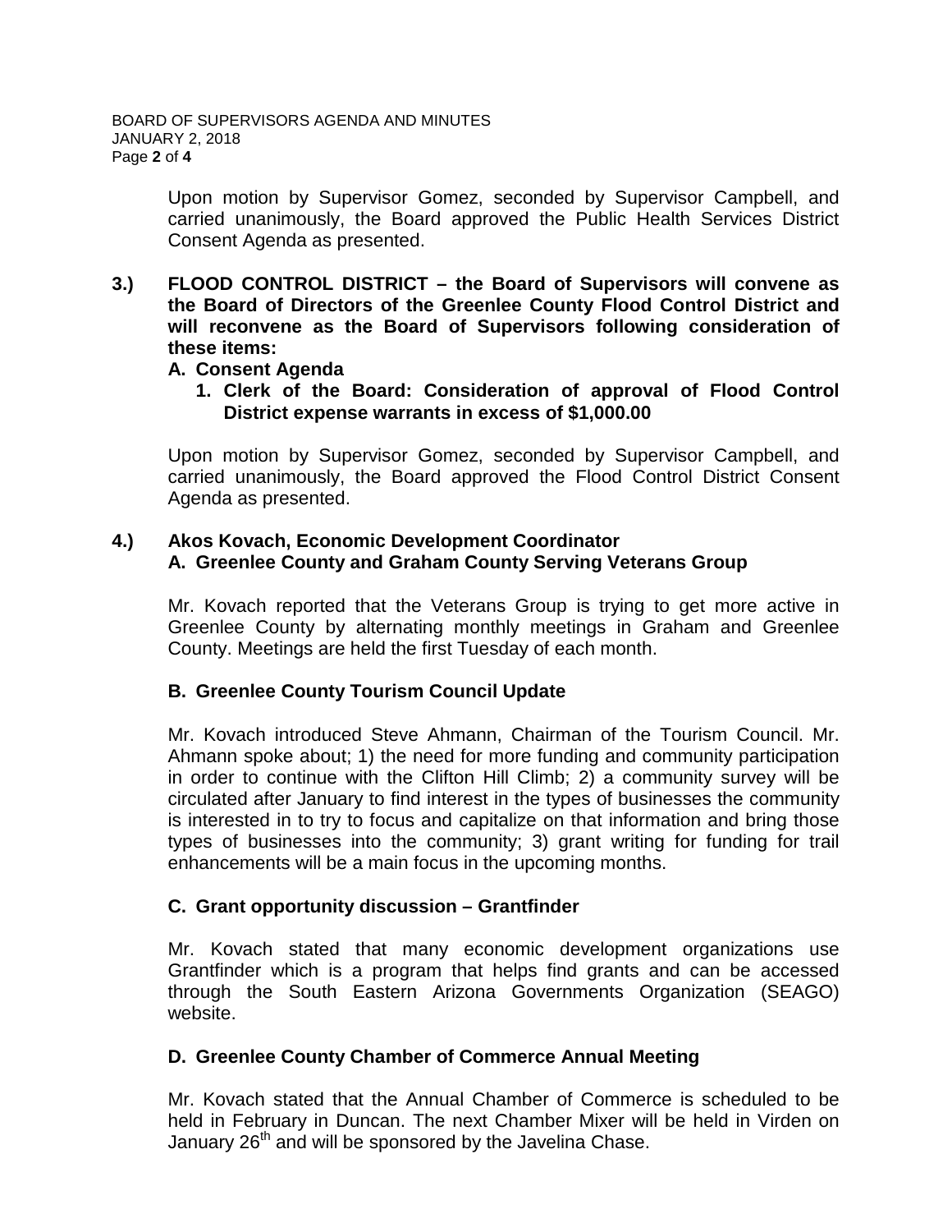Upon motion by Supervisor Gomez, seconded by Supervisor Campbell, and carried unanimously, the Board approved the Public Health Services District Consent Agenda as presented.

**3.) FLOOD CONTROL DISTRICT – the Board of Supervisors will convene as the Board of Directors of the Greenlee County Flood Control District and will reconvene as the Board of Supervisors following consideration of these items:**

**A. Consent Agenda**

**1. Clerk of the Board: Consideration of approval of Flood Control District expense warrants in excess of $1,000.00**

Upon motion by Supervisor Gomez, seconded by Supervisor Campbell, and carried unanimously, the Board approved the Flood Control District Consent Agenda as presented.

**4.) Akos Kovach, Economic Development Coordinator**

**A. Greenlee County and Graham County Serving Veterans Group**

Mr. Kovach reported that the Veterans Group is trying to get more active in Greenlee County by alternating monthly meetings in Graham and Greenlee County. Meetings are held the first Tuesday of each month.

**B. Greenlee County Tourism Council Update**

Mr. Kovach introduced Steve Ahmann, Chairman of the Tourism Council. Mr. Ahmann spoke about; 1) the need for more funding and community participation in order to continue with the Clifton Hill Climb; 2) a community survey will be circulated after January to find interest in the types of businesses the community is interested in to try to focus and capitalize on that information and bring those types of businesses into the community; 3) grant writing for funding for trail enhancements will be a main focus in the upcoming months.

**C. Grant opportunity discussion – Grantfinder**

Mr. Kovach stated that many economic development organizations use Grantfinder which is a program that helps find grants and can be accessed through the South Eastern Arizona Governments Organization (SEAGO) website.

**D. Greenlee County Chamber of Commerce Annual Meeting**

Mr. Kovach stated that the Annual Chamber of Commerce is scheduled to be held in February in Duncan. The next Chamber Mixer will be held in Virden on January 26th and will be sponsored by the Javelina Chase.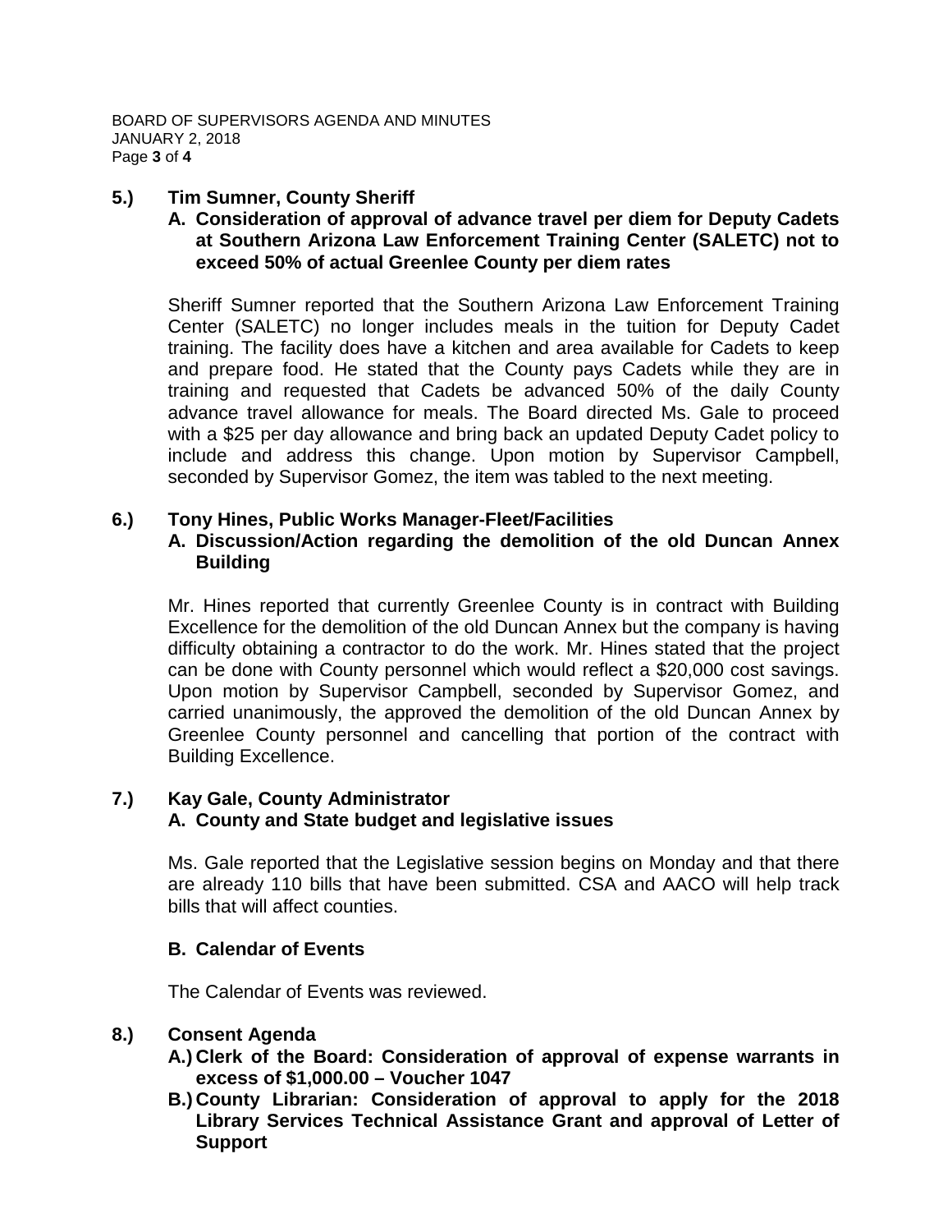**5.) Tim Sumner, County Sheriff**

**A. Consideration of approval of advance travel per diem for Deputy Cadets at Southern Arizona Law Enforcement Training Center (SALETC) not to exceed 50% of actual Greenlee County per diem rates**

Sheriff Sumner reported that the Southern Arizona Law Enforcement Training Center (SALETC) no longer includes meals in the tuition for Deputy Cadet training. The facility does have a kitchen and area available for Cadets to keep and prepare food. He stated that the County pays Cadets while they are in training and requested that Cadets be advanced 50% of the daily County advance travel allowance for meals. The Board directed Ms. Gale to proceed with a $25 per day allowance and bring back an updated Deputy Cadet policy to include and address this change. Upon motion by Supervisor Campbell, seconded by Supervisor Gomez, the item was tabled to the next meeting.

**6.) Tony Hines, Public Works Manager-Fleet/Facilities**

**A. Discussion/Action regarding the demolition of the old Duncan Annex Building**

Mr. Hines reported that currently Greenlee County is in contract with Building Excellence for the demolition of the old Duncan Annex but the company is having difficulty obtaining a contractor to do the work. Mr. Hines stated that the project can be done with County personnel which would reflect a $20,000 cost savings. Upon motion by Supervisor Campbell, seconded by Supervisor Gomez, and carried unanimously, the approved the demolition of the old Duncan Annex by Greenlee County personnel and cancelling that portion of the contract with Building Excellence.

**7.) Kay Gale, County Administrator**

**A. County and State budget and legislative issues**

Ms. Gale reported that the Legislative session begins on Monday and that there are already 110 bills that have been submitted. CSA and AACO will help track bills that will affect counties.

**B. Calendar of Events**

The Calendar of Events was reviewed.

**8.) Consent Agenda**

**A.) Clerk of the Board: Consideration of approval of expense warrants in excess of $1,000.00 – Voucher 1047**

**B.) County Librarian: Consideration of approval to apply for the 2018 Library Services Technical Assistance Grant and approval of Letter of Support**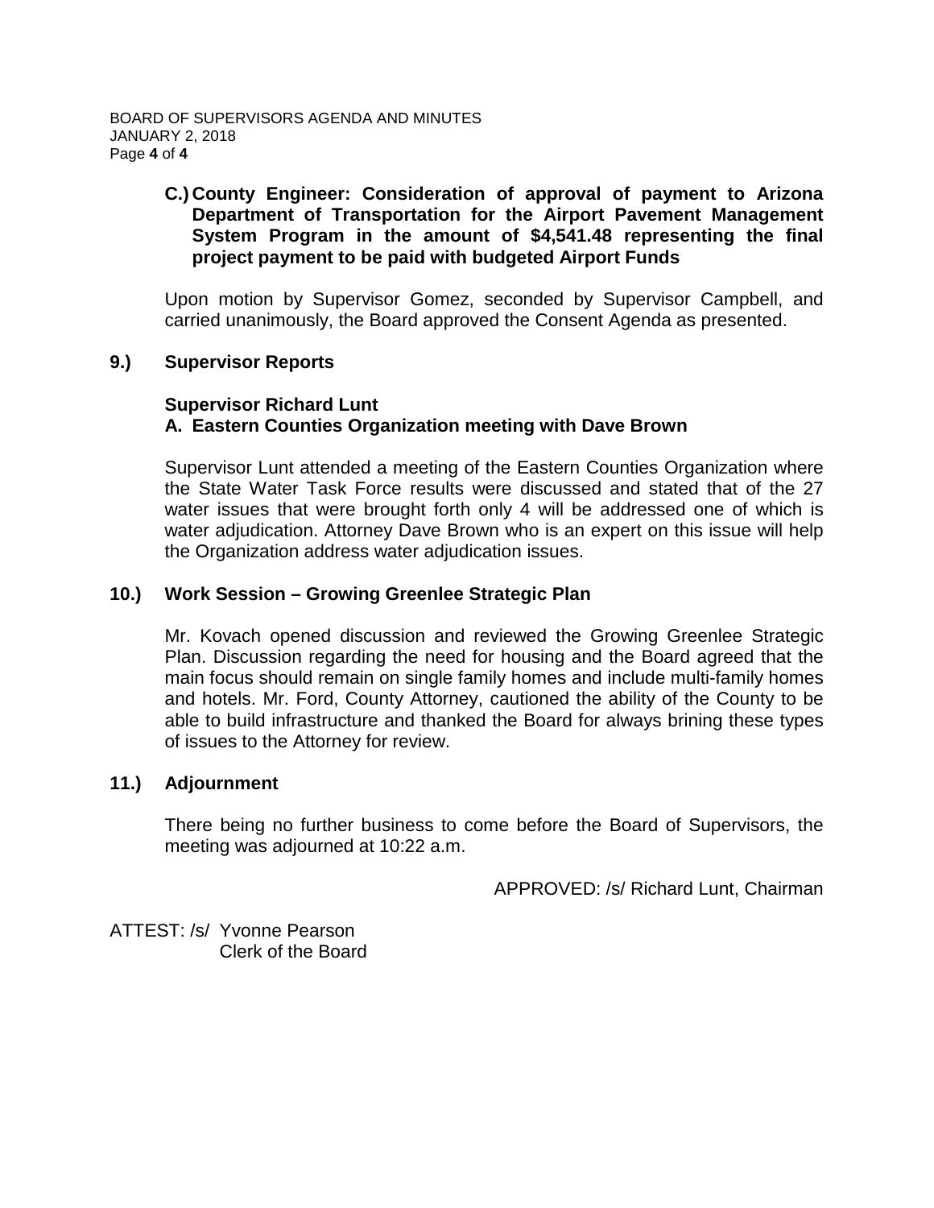**C.) County Engineer: Consideration of approval of payment to Arizona Department of Transportation for the Airport Pavement Management System Program in the amount of $4,541.48 representing the final project payment to be paid with budgeted Airport Funds**

Upon motion by Supervisor Gomez, seconded by Supervisor Campbell, and carried unanimously, the Board approved the Consent Agenda as presented.

## 9.) Supervisor Reports

**Supervisor Richard Lunt**
**A. Eastern Counties Organization meeting with Dave Brown**

Supervisor Lunt attended a meeting of the Eastern Counties Organization where the State Water Task Force results were discussed and stated that of the 27 water issues that were brought forth only 4 will be addressed one of which is water adjudication. Attorney Dave Brown who is an expert on this issue will help the Organization address water adjudication issues.

## 10.) Work Session – Growing Greenlee Strategic Plan

Mr. Kovach opened discussion and reviewed the Growing Greenlee Strategic Plan. Discussion regarding the need for housing and the Board agreed that the main focus should remain on single family homes and include multi-family homes and hotels. Mr. Ford, County Attorney, cautioned the ability of the County to be able to build infrastructure and thanked the Board for always brining these types of issues to the Attorney for review.

## 11.) Adjournment

There being no further business to come before the Board of Supervisors, the meeting was adjourned at 10:22 a.m.

APPROVED: /s/ Richard Lunt, Chairman

ATTEST: /s/ Yvonne Pearson
Clerk of the Board